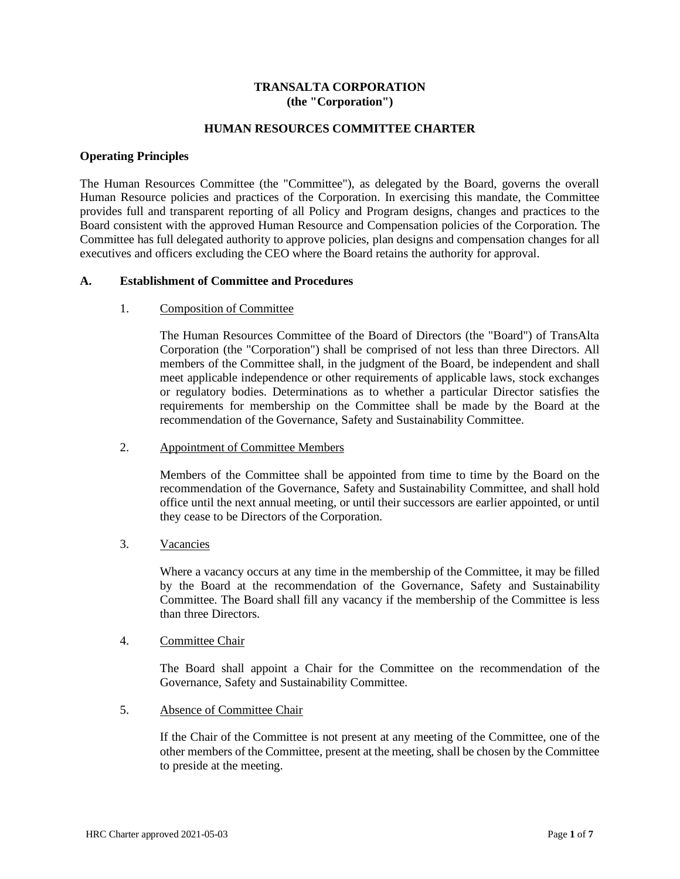# TRANSALTA CORPORATION
# (the "Corporation")

## HUMAN RESOURCES COMMITTEE CHARTER

### Operating Principles

The Human Resources Committee (the "Committee"), as delegated by the Board, governs the overall Human Resource policies and practices of the Corporation. In exercising this mandate, the Committee provides full and transparent reporting of all Policy and Program designs, changes and practices to the Board consistent with the approved Human Resource and Compensation policies of the Corporation. The Committee has full delegated authority to approve policies, plan designs and compensation changes for all executives and officers excluding the CEO where the Board retains the authority for approval.

### A. Establishment of Committee and Procedures

1. Composition of Committee

   The Human Resources Committee of the Board of Directors (the "Board") of TransAlta Corporation (the "Corporation") shall be comprised of not less than three Directors. All members of the Committee shall, in the judgment of the Board, be independent and shall meet applicable independence or other requirements of applicable laws, stock exchanges or regulatory bodies. Determinations as to whether a particular Director satisfies the requirements for membership on the Committee shall be made by the Board at the recommendation of the Governance, Safety and Sustainability Committee.

2. Appointment of Committee Members

   Members of the Committee shall be appointed from time to time by the Board on the recommendation of the Governance, Safety and Sustainability Committee, and shall hold office until the next annual meeting, or until their successors are earlier appointed, or until they cease to be Directors of the Corporation.

3. Vacancies

   Where a vacancy occurs at any time in the membership of the Committee, it may be filled by the Board at the recommendation of the Governance, Safety and Sustainability Committee. The Board shall fill any vacancy if the membership of the Committee is less than three Directors.

4. Committee Chair

   The Board shall appoint a Chair for the Committee on the recommendation of the Governance, Safety and Sustainability Committee.

5. Absence of Committee Chair

   If the Chair of the Committee is not present at any meeting of the Committee, one of the other members of the Committee, present at the meeting, shall be chosen by the Committee to preside at the meeting.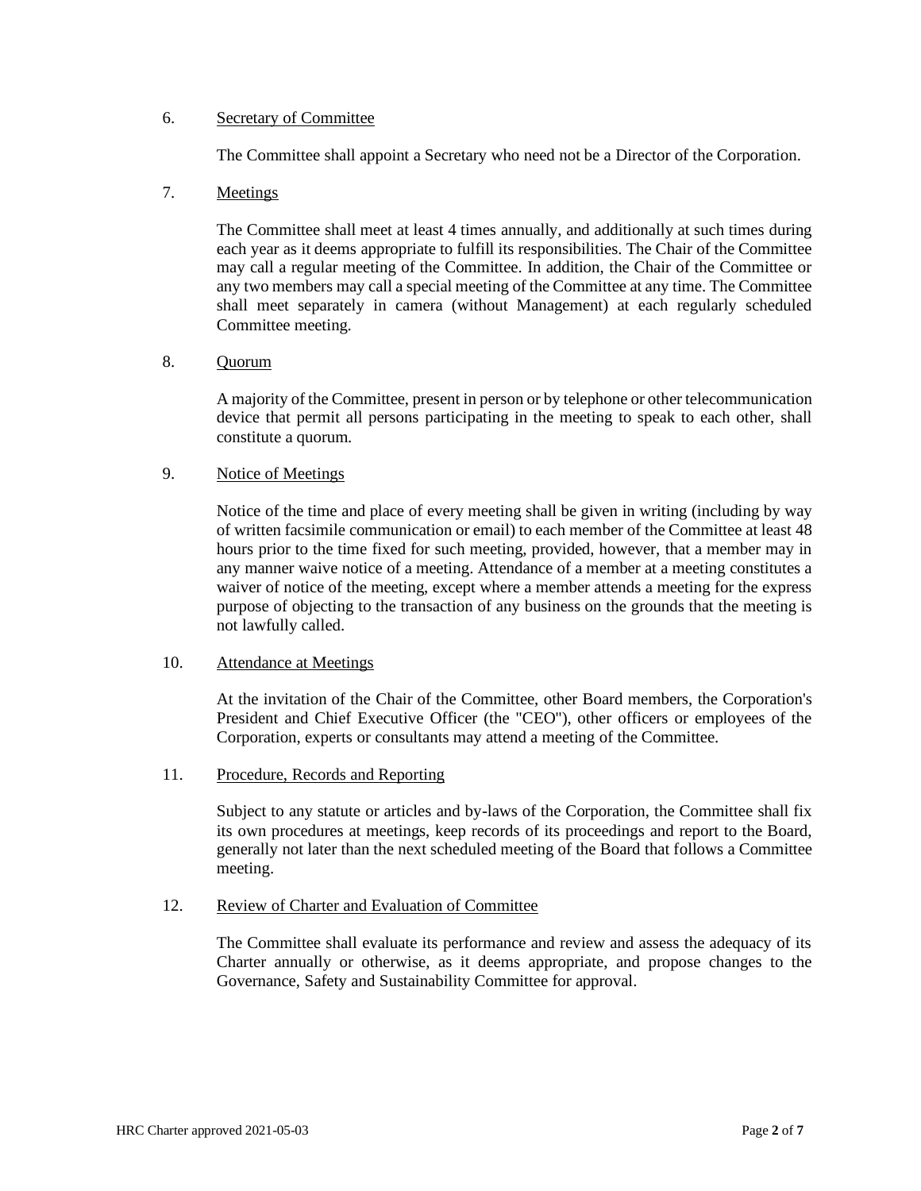6. Secretary of Committee

The Committee shall appoint a Secretary who need not be a Director of the Corporation.

7. Meetings

The Committee shall meet at least 4 times annually, and additionally at such times during each year as it deems appropriate to fulfill its responsibilities. The Chair of the Committee may call a regular meeting of the Committee. In addition, the Chair of the Committee or any two members may call a special meeting of the Committee at any time. The Committee shall meet separately in camera (without Management) at each regularly scheduled Committee meeting.

8. Quorum

A majority of the Committee, present in person or by telephone or other telecommunication device that permit all persons participating in the meeting to speak to each other, shall constitute a quorum.

9. Notice of Meetings

Notice of the time and place of every meeting shall be given in writing (including by way of written facsimile communication or email) to each member of the Committee at least 48 hours prior to the time fixed for such meeting, provided, however, that a member may in any manner waive notice of a meeting. Attendance of a member at a meeting constitutes a waiver of notice of the meeting, except where a member attends a meeting for the express purpose of objecting to the transaction of any business on the grounds that the meeting is not lawfully called.

10. Attendance at Meetings

At the invitation of the Chair of the Committee, other Board members, the Corporation's President and Chief Executive Officer (the "CEO"), other officers or employees of the Corporation, experts or consultants may attend a meeting of the Committee.

11. Procedure, Records and Reporting

Subject to any statute or articles and by-laws of the Corporation, the Committee shall fix its own procedures at meetings, keep records of its proceedings and report to the Board, generally not later than the next scheduled meeting of the Board that follows a Committee meeting.

12. Review of Charter and Evaluation of Committee

The Committee shall evaluate its performance and review and assess the adequacy of its Charter annually or otherwise, as it deems appropriate, and propose changes to the Governance, Safety and Sustainability Committee for approval.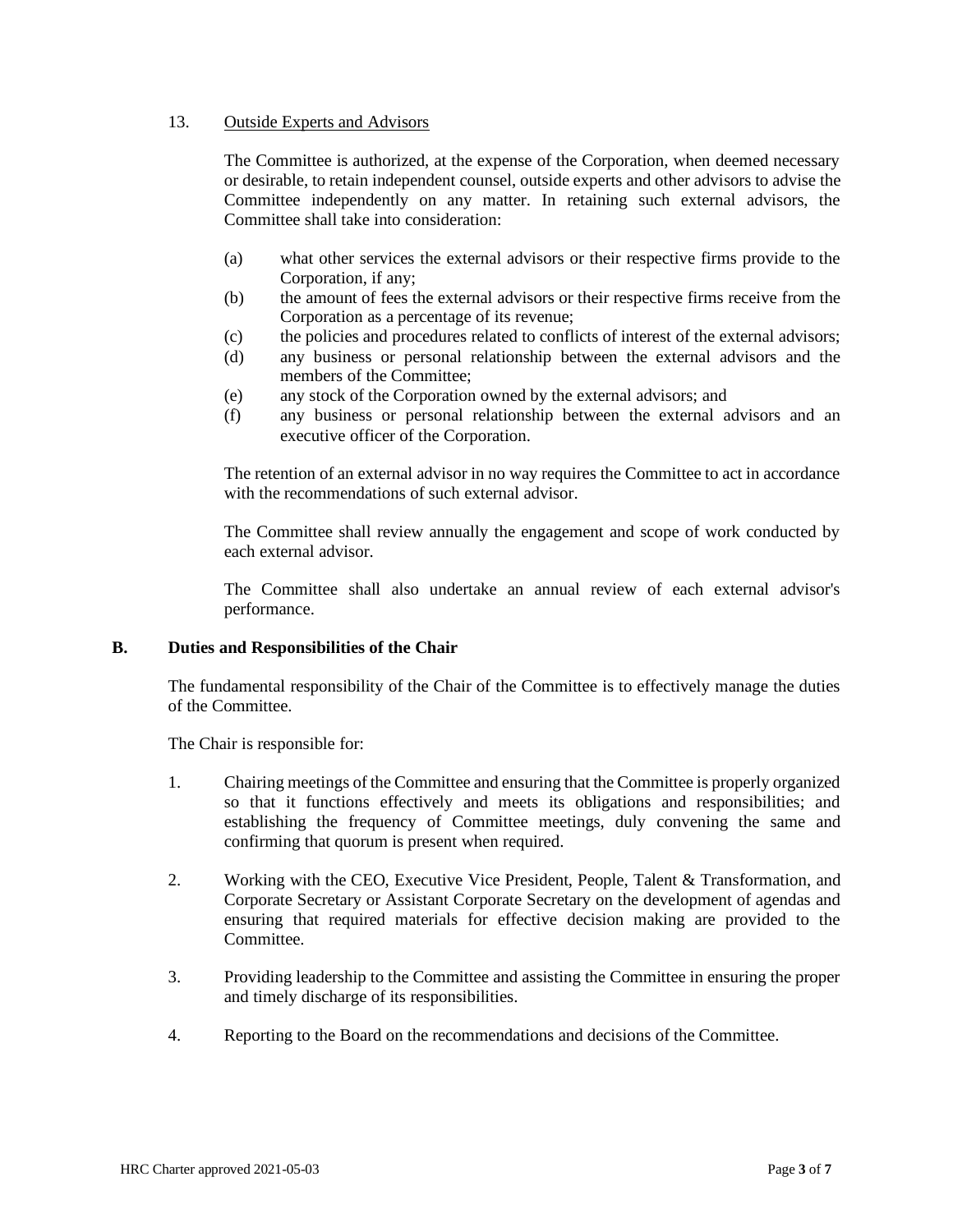13. Outside Experts and Advisors

The Committee is authorized, at the expense of the Corporation, when deemed necessary or desirable, to retain independent counsel, outside experts and other advisors to advise the Committee independently on any matter. In retaining such external advisors, the Committee shall take into consideration:

(a) what other services the external advisors or their respective firms provide to the Corporation, if any;
(b) the amount of fees the external advisors or their respective firms receive from the Corporation as a percentage of its revenue;
(c) the policies and procedures related to conflicts of interest of the external advisors;
(d) any business or personal relationship between the external advisors and the members of the Committee;
(e) any stock of the Corporation owned by the external advisors; and
(f) any business or personal relationship between the external advisors and an executive officer of the Corporation.

The retention of an external advisor in no way requires the Committee to act in accordance with the recommendations of such external advisor.

The Committee shall review annually the engagement and scope of work conducted by each external advisor.

The Committee shall also undertake an annual review of each external advisor's performance.

## B. Duties and Responsibilities of the Chair

The fundamental responsibility of the Chair of the Committee is to effectively manage the duties of the Committee.

The Chair is responsible for:

1. Chairing meetings of the Committee and ensuring that the Committee is properly organized so that it functions effectively and meets its obligations and responsibilities; and establishing the frequency of Committee meetings, duly convening the same and confirming that quorum is present when required.

2. Working with the CEO, Executive Vice President, People, Talent & Transformation, and Corporate Secretary or Assistant Corporate Secretary on the development of agendas and ensuring that required materials for effective decision making are provided to the Committee.

3. Providing leadership to the Committee and assisting the Committee in ensuring the proper and timely discharge of its responsibilities.

4. Reporting to the Board on the recommendations and decisions of the Committee.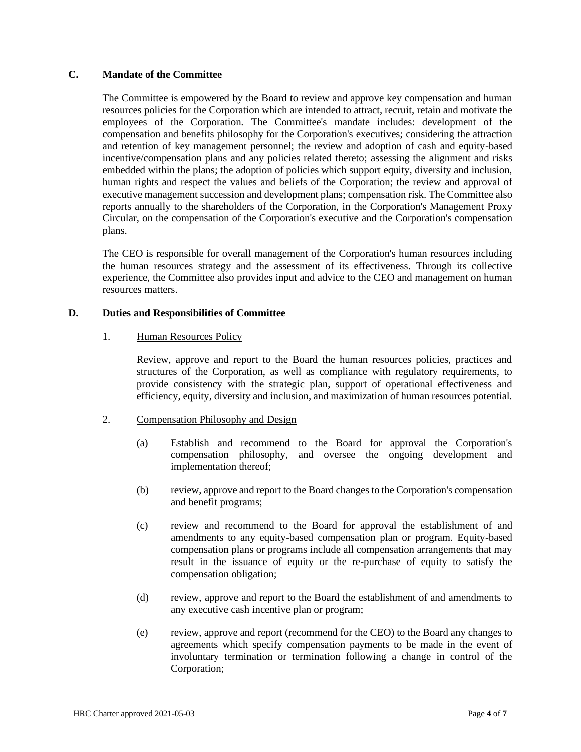## C. Mandate of the Committee

The Committee is empowered by the Board to review and approve key compensation and human resources policies for the Corporation which are intended to attract, recruit, retain and motivate the employees of the Corporation. The Committee's mandate includes: development of the compensation and benefits philosophy for the Corporation's executives; considering the attraction and retention of key management personnel; the review and adoption of cash and equity-based incentive/compensation plans and any policies related thereto; assessing the alignment and risks embedded within the plans; the adoption of policies which support equity, diversity and inclusion, human rights and respect the values and beliefs of the Corporation; the review and approval of executive management succession and development plans; compensation risk. The Committee also reports annually to the shareholders of the Corporation, in the Corporation's Management Proxy Circular, on the compensation of the Corporation's executive and the Corporation's compensation plans.

The CEO is responsible for overall management of the Corporation's human resources including the human resources strategy and the assessment of its effectiveness. Through its collective experience, the Committee also provides input and advice to the CEO and management on human resources matters.

## D. Duties and Responsibilities of Committee

1. <u>Human Resources Policy</u>

   Review, approve and report to the Board the human resources policies, practices and structures of the Corporation, as well as compliance with regulatory requirements, to provide consistency with the strategic plan, support of operational effectiveness and efficiency, equity, diversity and inclusion, and maximization of human resources potential.

2. <u>Compensation Philosophy and Design</u>

   (a) Establish and recommend to the Board for approval the Corporation's compensation philosophy, and oversee the ongoing development and implementation thereof;

   (b) review, approve and report to the Board changes to the Corporation's compensation and benefit programs;

   (c) review and recommend to the Board for approval the establishment of and amendments to any equity-based compensation plan or program. Equity-based compensation plans or programs include all compensation arrangements that may result in the issuance of equity or the re-purchase of equity to satisfy the compensation obligation;

   (d) review, approve and report to the Board the establishment of and amendments to any executive cash incentive plan or program;

   (e) review, approve and report (recommend for the CEO) to the Board any changes to agreements which specify compensation payments to be made in the event of involuntary termination or termination following a change in control of the Corporation;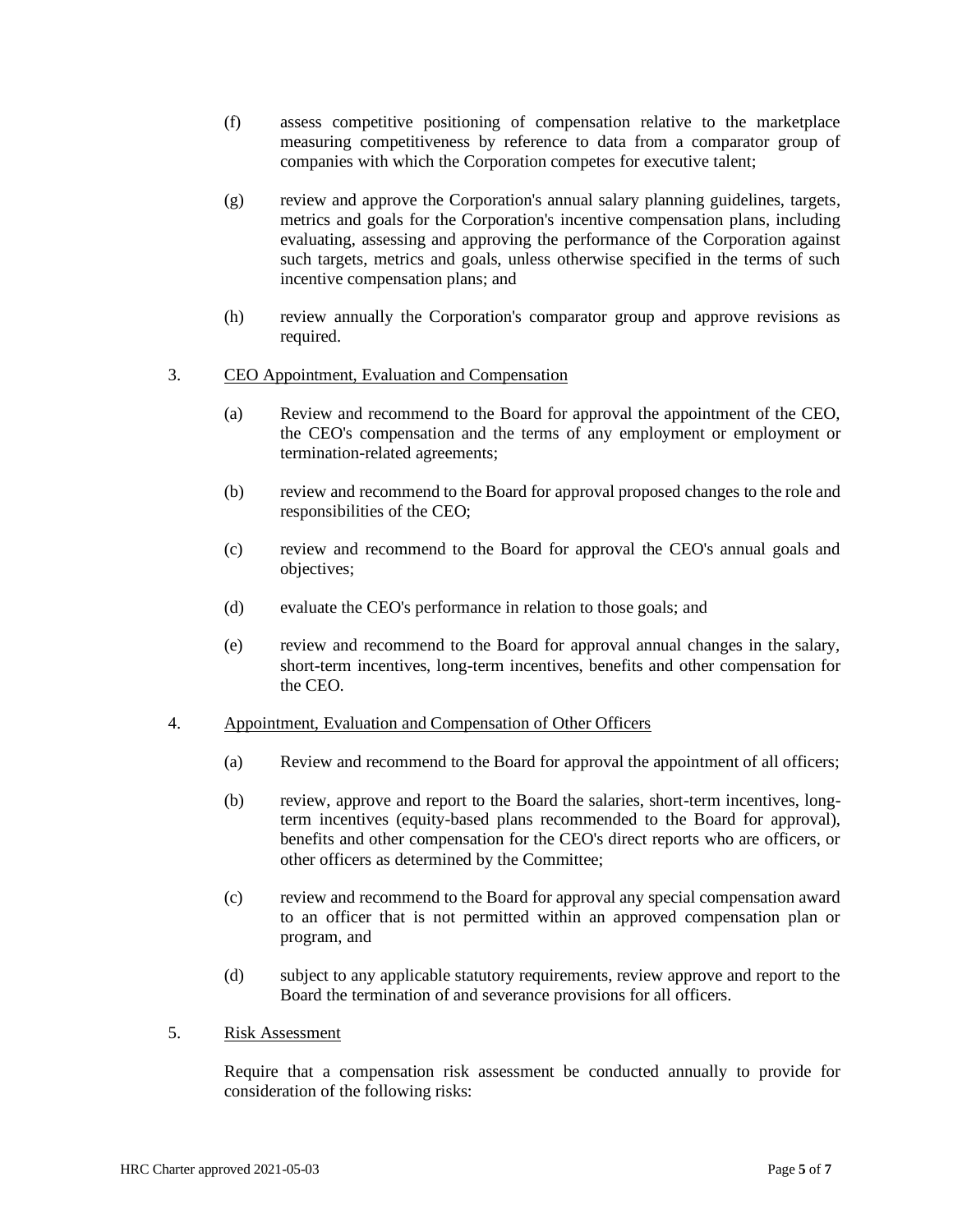(f) assess competitive positioning of compensation relative to the marketplace measuring competitiveness by reference to data from a comparator group of companies with which the Corporation competes for executive talent;

(g) review and approve the Corporation's annual salary planning guidelines, targets, metrics and goals for the Corporation's incentive compensation plans, including evaluating, assessing and approving the performance of the Corporation against such targets, metrics and goals, unless otherwise specified in the terms of such incentive compensation plans; and

(h) review annually the Corporation's comparator group and approve revisions as required.

3. CEO Appointment, Evaluation and Compensation

(a) Review and recommend to the Board for approval the appointment of the CEO, the CEO's compensation and the terms of any employment or employment or termination-related agreements;

(b) review and recommend to the Board for approval proposed changes to the role and responsibilities of the CEO;

(c) review and recommend to the Board for approval the CEO's annual goals and objectives;

(d) evaluate the CEO's performance in relation to those goals; and

(e) review and recommend to the Board for approval annual changes in the salary, short-term incentives, long-term incentives, benefits and other compensation for the CEO.

4. Appointment, Evaluation and Compensation of Other Officers

(a) Review and recommend to the Board for approval the appointment of all officers;

(b) review, approve and report to the Board the salaries, short-term incentives, long-term incentives (equity-based plans recommended to the Board for approval), benefits and other compensation for the CEO's direct reports who are officers, or other officers as determined by the Committee;

(c) review and recommend to the Board for approval any special compensation award to an officer that is not permitted within an approved compensation plan or program, and

(d) subject to any applicable statutory requirements, review approve and report to the Board the termination of and severance provisions for all officers.

5. Risk Assessment

Require that a compensation risk assessment be conducted annually to provide for consideration of the following risks: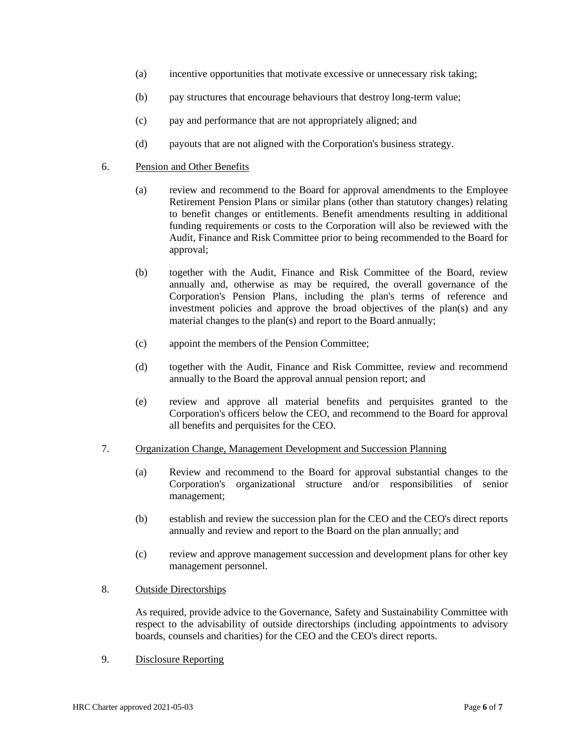(a) incentive opportunities that motivate excessive or unnecessary risk taking;

(b) pay structures that encourage behaviours that destroy long-term value;

(c) pay and performance that are not appropriately aligned; and

(d) payouts that are not aligned with the Corporation's business strategy.

6. <u>Pension and Other Benefits</u>

(a) review and recommend to the Board for approval amendments to the Employee Retirement Pension Plans or similar plans (other than statutory changes) relating to benefit changes or entitlements. Benefit amendments resulting in additional funding requirements or costs to the Corporation will also be reviewed with the Audit, Finance and Risk Committee prior to being recommended to the Board for approval;

(b) together with the Audit, Finance and Risk Committee of the Board, review annually and, otherwise as may be required, the overall governance of the Corporation's Pension Plans, including the plan's terms of reference and investment policies and approve the broad objectives of the plan(s) and any material changes to the plan(s) and report to the Board annually;

(c) appoint the members of the Pension Committee;

(d) together with the Audit, Finance and Risk Committee, review and recommend annually to the Board the approval annual pension report; and

(e) review and approve all material benefits and perquisites granted to the Corporation's officers below the CEO, and recommend to the Board for approval all benefits and perquisites for the CEO.

7. <u>Organization Change, Management Development and Succession Planning</u>

(a) Review and recommend to the Board for approval substantial changes to the Corporation's organizational structure and/or responsibilities of senior management;

(b) establish and review the succession plan for the CEO and the CEO's direct reports annually and review and report to the Board on the plan annually; and

(c) review and approve management succession and development plans for other key management personnel.

8. <u>Outside Directorships</u>

As required, provide advice to the Governance, Safety and Sustainability Committee with respect to the advisability of outside directorships (including appointments to advisory boards, counsels and charities) for the CEO and the CEO's direct reports.

9. <u>Disclosure Reporting</u>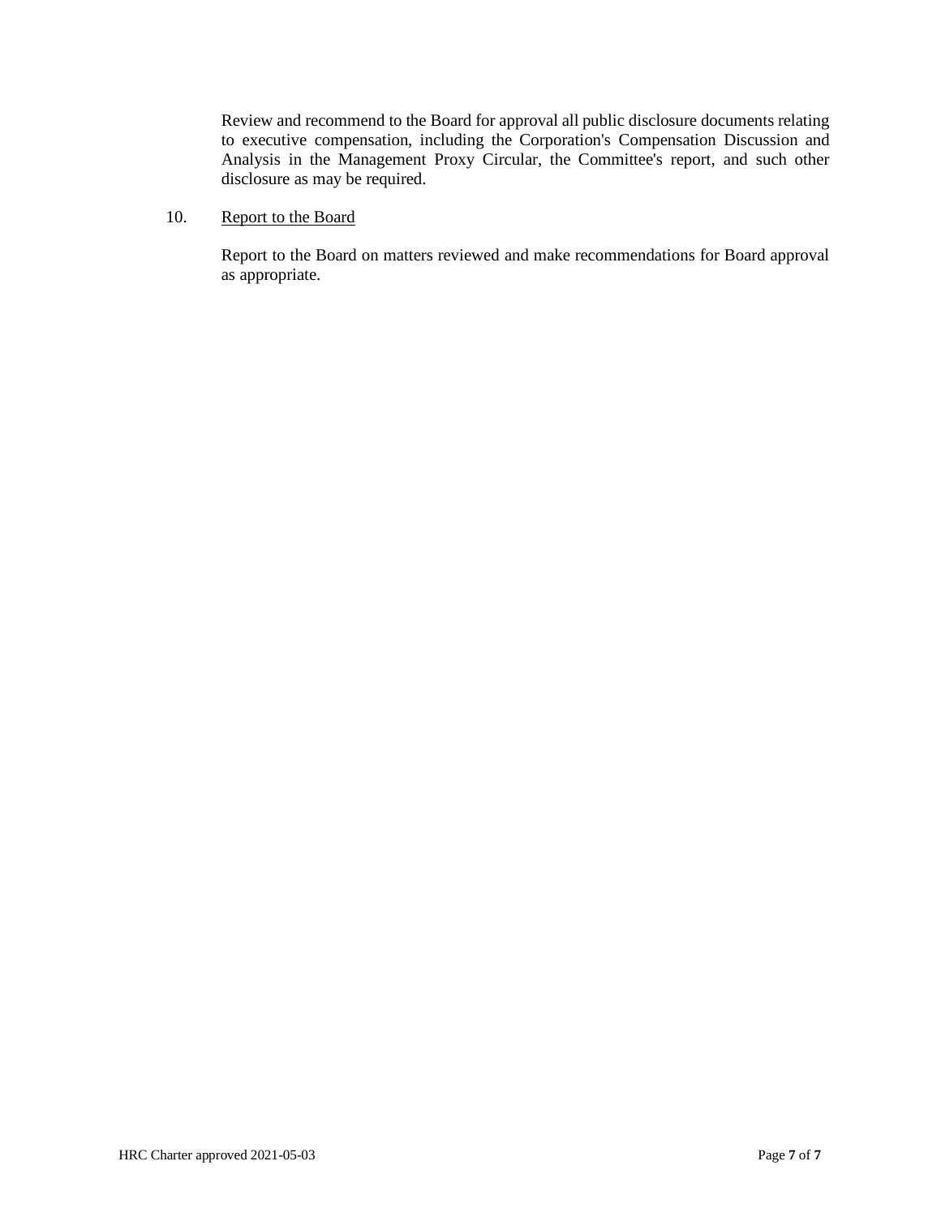Review and recommend to the Board for approval all public disclosure documents relating to executive compensation, including the Corporation's Compensation Discussion and Analysis in the Management Proxy Circular, the Committee's report, and such other disclosure as may be required.

10. Report to the Board

Report to the Board on matters reviewed and make recommendations for Board approval as appropriate.